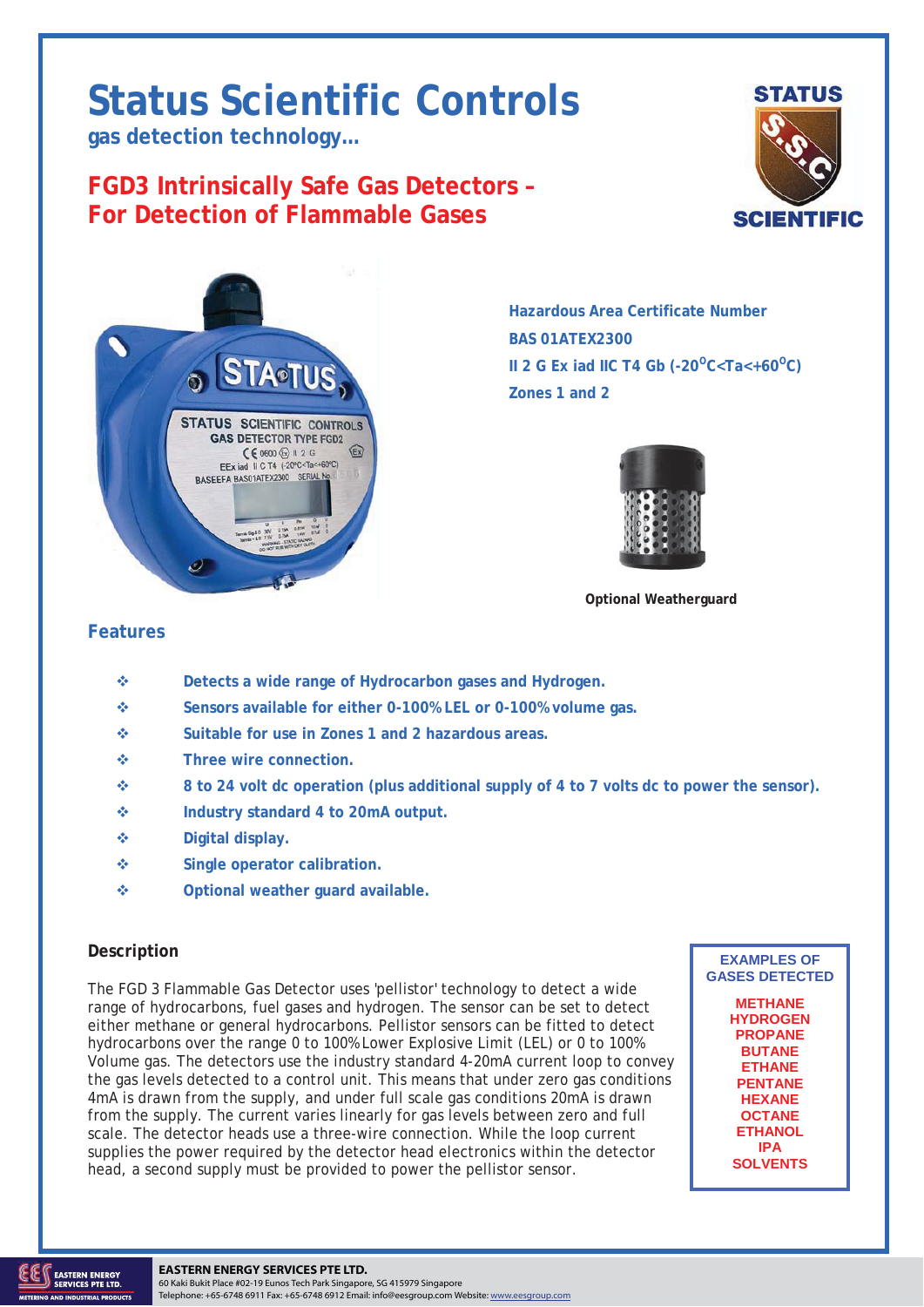# Status Scientific Controls

**gas detection technology…**

## FGD3 Intrinsically Safe Gas Detectors – For Detection of Flammable Gases

**Hazardous Area Certificate Number**
**BAS 01ATEX2300**
**II 2 G Ex iad IIC T4 Gb (-20$^{O}$C<Ta<+60$^{O}$C)**
**Zones 1 and 2**

Optional Weatherguard

### Features

- Detects a wide range of Hydrocarbon gases and Hydrogen.
- Sensors available for either 0-100% LEL or 0-100% volume gas.
- Suitable for use in Zones 1 and 2 hazardous areas.
- Three wire connection.
- 8 to 24 volt dc operation (plus additional supply of 4 to 7 volts dc to power the sensor).
- Industry standard 4 to 20mA output.
- Digital display.
- Single operator calibration.
- Optional weather guard available.

### Description

The FGD 3 Flammable Gas Detector uses 'pellistor' technology to detect a wide range of hydrocarbons, fuel gases and hydrogen. The sensor can be set to detect either methane or general hydrocarbons. Pellistor sensors can be fitted to detect hydrocarbons over the range 0 to 100% Lower Explosive Limit (LEL) or 0 to 100% Volume gas. The detectors use the industry standard 4-20mA current loop to convey the gas levels detected to a control unit. This means that under zero gas conditions 4mA is drawn from the supply, and under full scale gas conditions 20mA is drawn from the supply. The current varies linearly for gas levels between zero and full scale. The detector heads use a three-wire connection. While the loop current supplies the power required by the detector head electronics within the detector head, a second supply must be provided to power the pellistor sensor.

**EXAMPLES OF GASES DETECTED**

- METHANE
- HYDROGEN
- PROPANE
- BUTANE
- ETHANE
- PENTANE
- HEXANE
- OCTANE
- ETHANOL
- IPA
- SOLVENTS

**EASTERN ENERGY SERVICES PTE LTD.**
60 Kaki Bukit Place #02-19 Eunos Tech Park Singapore, SG 415979 Singapore
Telephone: +65-6748 6911 Fax: +65-6748 6912 Email: info@eesgroup.com Website: www.eesgroup.com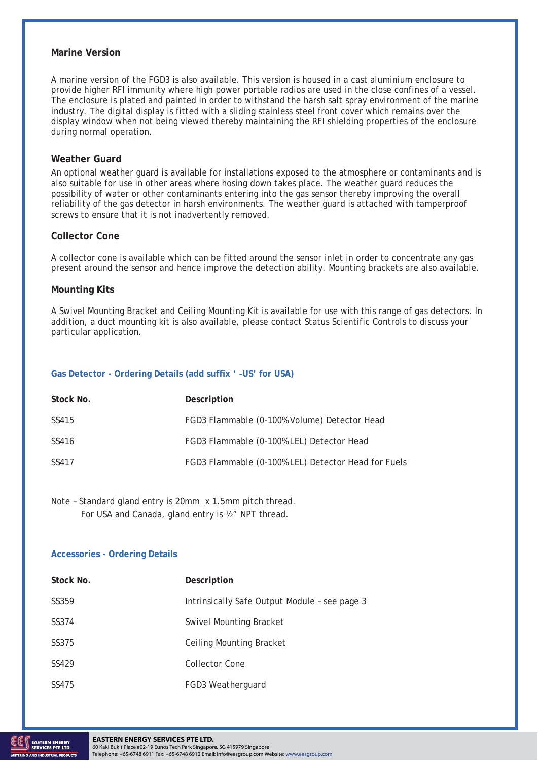## Marine Version

A marine version of the FGD3 is also available. This version is housed in a cast aluminium enclosure to provide higher RFI immunity where high power portable radios are used in the close confines of a vessel. The enclosure is plated and painted in order to withstand the harsh salt spray environment of the marine industry. The digital display is fitted with a sliding stainless steel front cover which remains over the display window when not being viewed thereby maintaining the RFI shielding properties of the enclosure during normal operation.

## Weather Guard

An optional weather guard is available for installations exposed to the atmosphere or contaminants and is also suitable for use in other areas where hosing down takes place. The weather guard reduces the possibility of water or other contaminants entering into the gas sensor thereby improving the overall reliability of the gas detector in harsh environments. The weather guard is attached with tamperproof screws to ensure that it is not inadvertently removed.

## Collector Cone

A collector cone is available which can be fitted around the sensor inlet in order to concentrate any gas present around the sensor and hence improve the detection ability. Mounting brackets are also available.

## Mounting Kits

A Swivel Mounting Bracket and Ceiling Mounting Kit is available for use with this range of gas detectors. In addition, a duct mounting kit is also available, please contact Status Scientific Controls to discuss your particular application.

### Gas Detector - Ordering Details (add suffix ' –US' for USA)

| Stock No. | Description |
|---|---|
| SS415 | FGD3 Flammable (0-100% Volume) Detector Head |
| SS416 | FGD3 Flammable (0-100% LEL) Detector Head |
| SS417 | FGD3 Flammable (0-100% LEL) Detector Head for Fuels |

Note – Standard gland entry is 20mm x 1.5mm pitch thread.
For USA and Canada, gland entry is ½" NPT thread.

### Accessories - Ordering Details

| Stock No. | Description |
|---|---|
| SS359 | Intrinsically Safe Output Module – see page 3 |
| SS374 | Swivel Mounting Bracket |
| SS375 | Ceiling Mounting Bracket |
| SS429 | Collector Cone |
| SS475 | FGD3 Weatherguard |

**EASTERN ENERGY SERVICES PTE LTD.**
60 Kaki Bukit Place #02-19 Eunos Tech Park Singapore, SG 415979 Singapore
Telephone: +65-6748 6911 Fax: +65-6748 6912 Email: info@eesgroup.com Website: www.eesgroup.com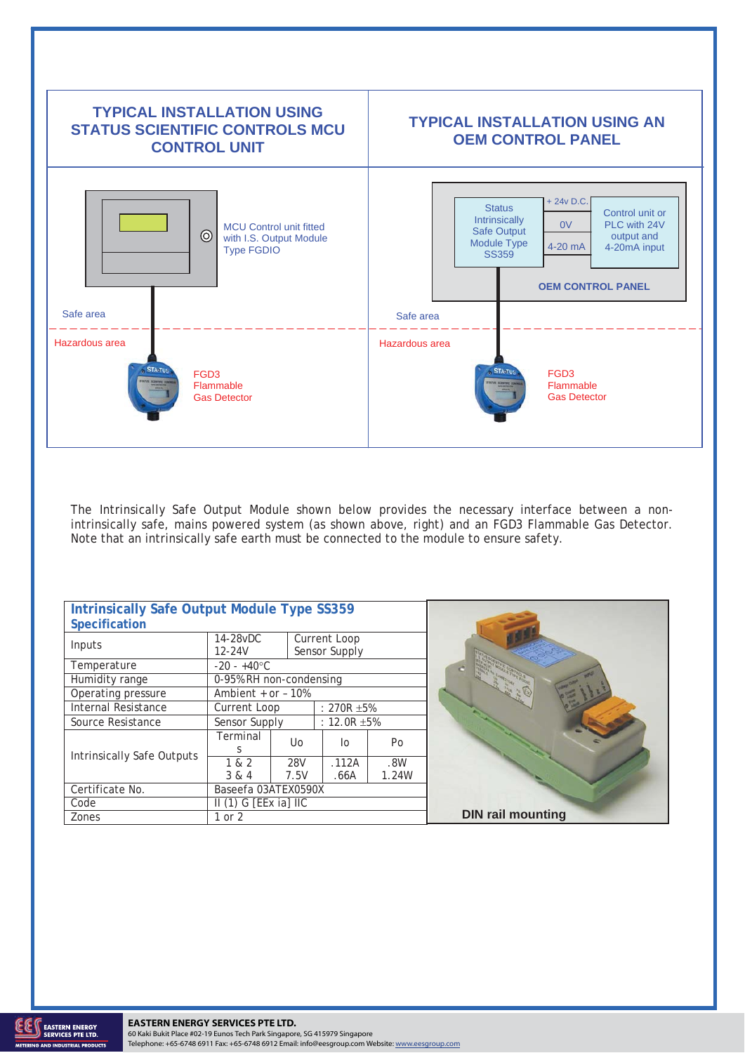| TYPICAL INSTALLATION USING STATUS SCIENTIFIC CONTROLS MCU CONTROL UNIT | TYPICAL INSTALLATION USING AN OEM CONTROL PANEL |
| --- | --- |

MCU Control unit fitted with I.S. Output Module Type FGDIO

Safe area

Hazardous area

FGD3 Flammable Gas Detector

Status Intrinsically Safe Output Module Type SS359

+ 24v D.C.

0V

4-20 mA

Control unit or PLC with 24V output and 4-20mA input

OEM CONTROL PANEL

Safe area

Hazardous area

FGD3 Flammable Gas Detector

The Intrinsically Safe Output Module shown below provides the necessary interface between a non-intrinsically safe, mains powered system (as shown above, right) and an FGD3 Flammable Gas Detector. Note that an intrinsically safe earth must be connected to the module to ensure safety.

## Intrinsically Safe Output Module Type SS359 Specification

| | | | | |
| --- | --- | --- | --- | --- |
| Inputs | 14-28vDC<br>12-24V | Current Loop<br>Sensor Supply | | |
| Temperature | -20 - +40°C | | | |
| Humidity range | 0-95%RH non-condensing | | | |
| Operating pressure | Ambient + or – 10% | | | |
| Internal Resistance | Current Loop | : 270R ±5% | | |
| Source Resistance | Sensor Supply | : 12.0R ±5% | | |
| Intrinsically Safe Outputs | Terminals | Uo | Io | Po |
| | 1 & 2<br>3 & 4 | 28V<br>7.5V | .112A<br>.66A | .8W<br>1.24W |
| Certificate No. | Baseefa 03ATEX0590X | | | |
| Code | II (1) G [EEx ia] IIC | | | |
| Zones | 1 or 2 | | | |

DIN rail mounting

**EASTERN ENERGY SERVICES PTE LTD.**
60 Kaki Bukit Place #02-19 Eunos Tech Park Singapore, SG 415979 Singapore
Telephone: +65-6748 6911 Fax: +65-6748 6912 Email: info@eesgroup.com Website: www.eesgroup.com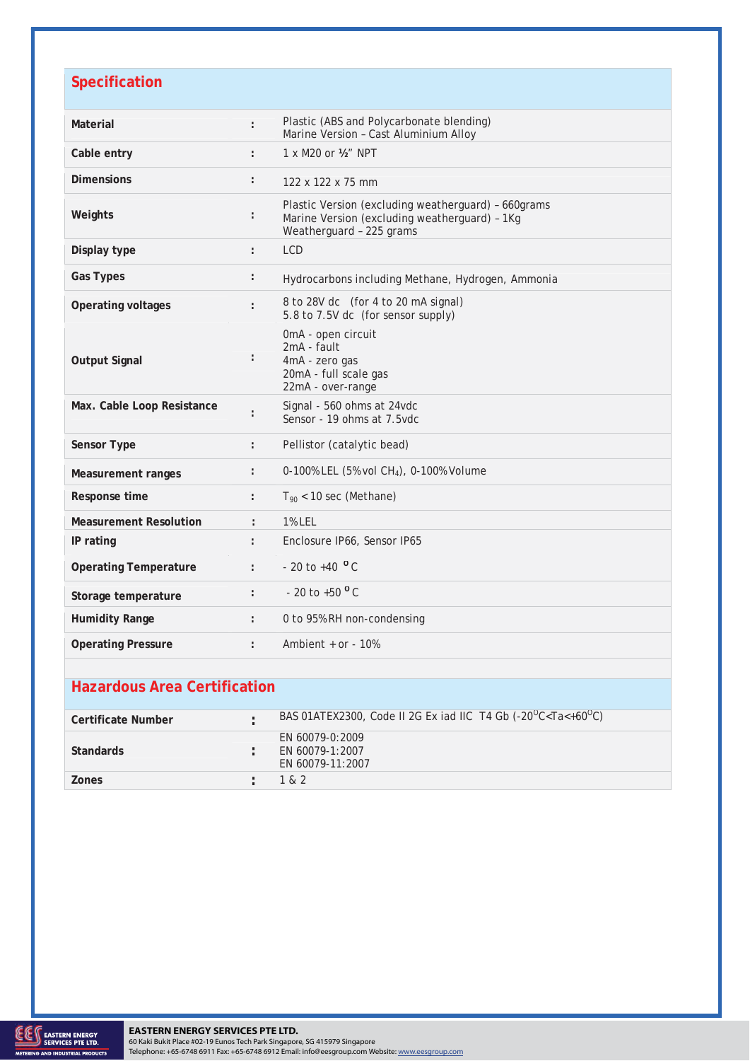## Specification

| | | |
|---|---|---|
| **Material** | : | Plastic (ABS and Polycarbonate blending)<br>Marine Version – Cast Aluminium Alloy |
| **Cable entry** | : | 1 x M20 or ½" NPT |
| **Dimensions** | : | 122 x 122 x 75 mm |
| **Weights** | : | Plastic Version (excluding weatherguard) – 660grams<br>Marine Version (excluding weatherguard) – 1Kg<br>Weatherguard – 225 grams |
| **Display type** | : | LCD |
| **Gas Types** | : | Hydrocarbons including Methane, Hydrogen, Ammonia |
| **Operating voltages** | : | 8 to 28V dc (for 4 to 20 mA signal)<br>5.8 to 7.5V dc (for sensor supply) |
| **Output Signal** | : | 0mA - open circuit<br>2mA - fault<br>4mA - zero gas<br>20mA - full scale gas<br>22mA - over-range |
| **Max. Cable Loop Resistance** | : | Signal - 560 ohms at 24vdc<br>Sensor - 19 ohms at 7.5vdc |
| **Sensor Type** | : | Pellistor (catalytic bead) |
| **Measurement ranges** | : | 0-100%LEL (5%vol $CH_4$), 0-100%Volume |
| **Response time** | : | $T_{90}$ < 10 sec (Methane) |
| **Measurement Resolution** | : | 1%LEL |
| **IP rating** | : | Enclosure IP66, Sensor IP65 |
| **Operating Temperature** | : | - 20 to +40 °C |
| **Storage temperature** | : | - 20 to +50 °C |
| **Humidity Range** | : | 0 to 95%RH non-condensing |
| **Operating Pressure** | : | Ambient + or - 10% |

## Hazardous Area Certification

| | | |
|---|---|---|
| **Certificate Number** | : | BAS 01ATEX2300, Code II 2G Ex iad IIC T4 Gb (-20°C<Ta<+60°C) |
| **Standards** | : | EN 60079-0:2009<br>EN 60079-1:2007<br>EN 60079-11:2007 |
| **Zones** | : | 1 & 2 |

**EASTERN ENERGY SERVICES PTE LTD.**
60 Kaki Bukit Place #02-19 Eunos Tech Park Singapore, SG 415979 Singapore
Telephone: +65-6748 6911 Fax: +65-6748 6912 Email: info@eesgroup.com Website: www.eesgroup.com